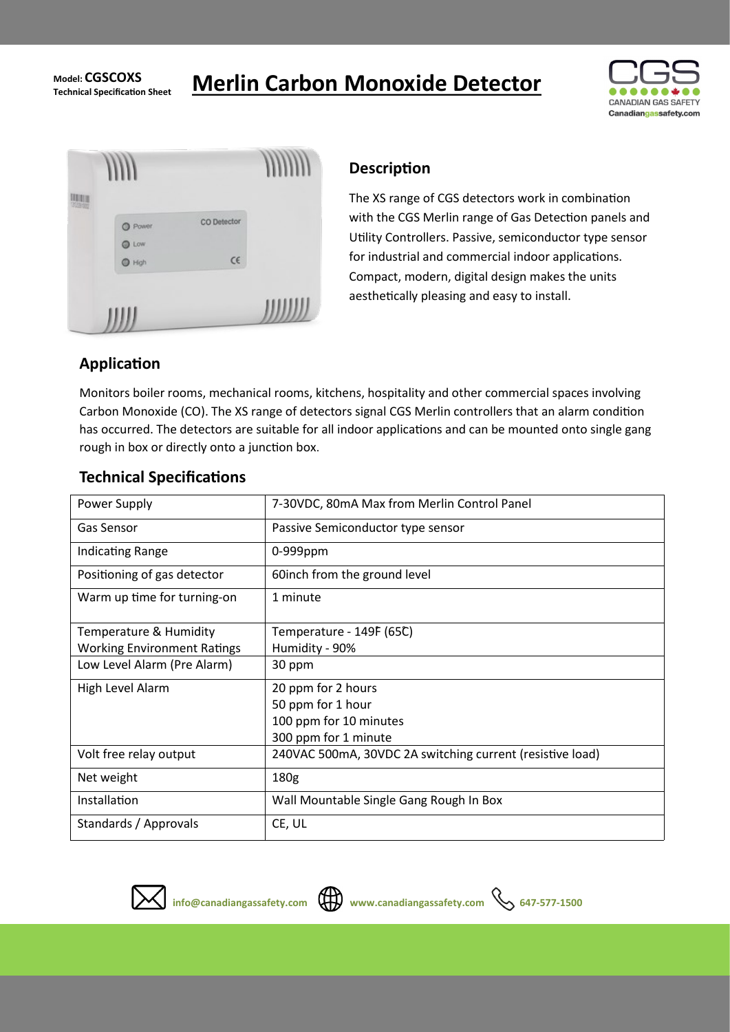**Model: CGSCOXS**
**Technical Specification Sheet**

# Merlin Carbon Monoxide Detector

CGS
CANADIAN GAS SAFETY
Canadiangassafety.com

## Description

The XS range of CGS detectors work in combination with the CGS Merlin range of Gas Detection panels and Utility Controllers. Passive, semiconductor type sensor for industrial and commercial indoor applications. Compact, modern, digital design makes the units aesthetically pleasing and easy to install.

## Application

Monitors boiler rooms, mechanical rooms, kitchens, hospitality and other commercial spaces involving Carbon Monoxide (CO). The XS range of detectors signal CGS Merlin controllers that an alarm condition has occurred. The detectors are suitable for all indoor applications and can be mounted onto single gang rough in box or directly onto a junction box.

## Technical Specifications

| | |
|---|---|
| Power Supply | 7-30VDC, 80mA Max from Merlin Control Panel |
| Gas Sensor | Passive Semiconductor type sensor |
| Indicating Range | 0-999ppm |
| Positioning of gas detector | 60inch from the ground level |
| Warm up time for turning-on | 1 minute |
| Temperature & Humidity Working Environment Ratings | Temperature - 149F (65C)<br>Humidity - 90% |
| Low Level Alarm (Pre Alarm) | 30 ppm |
| High Level Alarm | 20 ppm for 2 hours<br>50 ppm for 1 hour<br>100 ppm for 10 minutes<br>300 ppm for 1 minute |
| Volt free relay output | 240VAC 500mA, 30VDC 2A switching current (resistive load) |
| Net weight | 180g |
| Installation | Wall Mountable Single Gang Rough In Box |
| Standards / Approvals | CE, UL |

info@canadiangassafety.com www.canadiangassafety.com 647-577-1500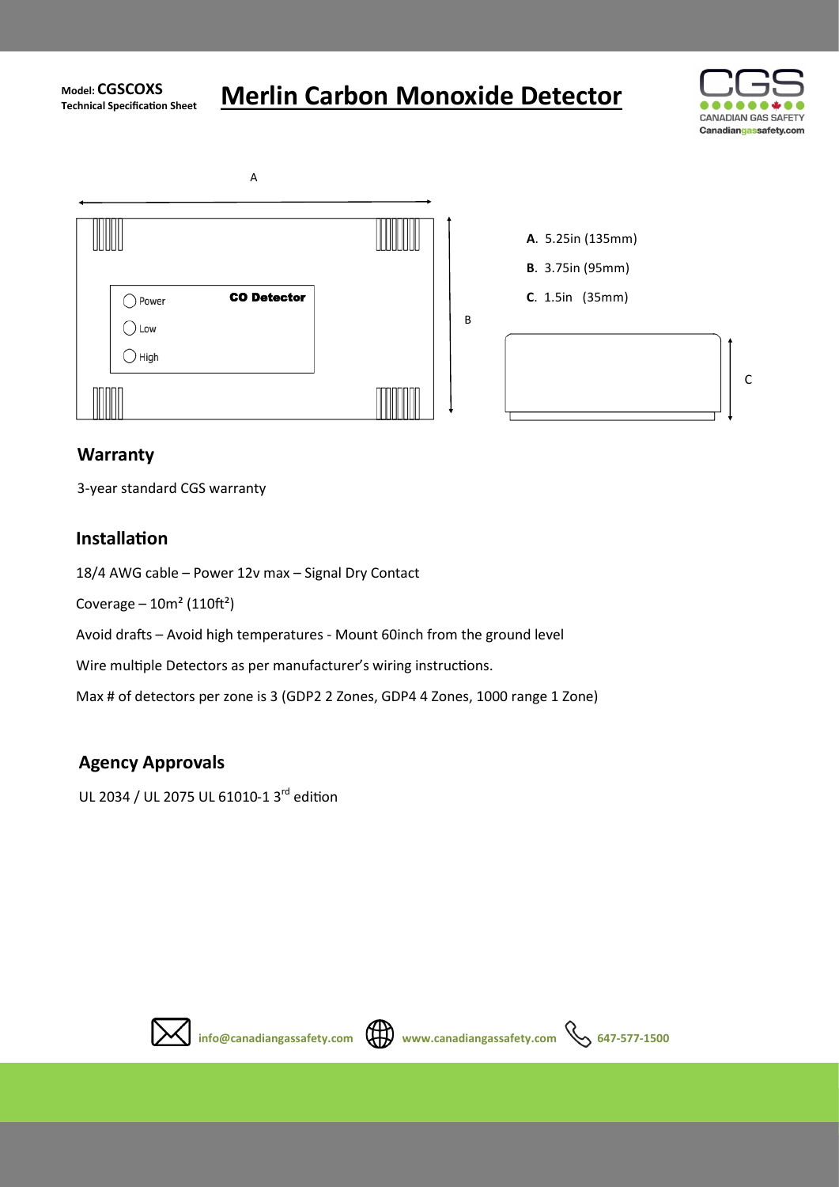Model: **CGSCOXS**
**Technical Specification Sheet**

# Merlin Carbon Monoxide Detector

A
B
C

Power
Low
High
**CO Detector**

**A**. 5.25in (135mm)

**B**. 3.75in (95mm)

**C**. 1.5in (35mm)

## Warranty

3-year standard CGS warranty

## Installation

18/4 AWG cable – Power 12v max – Signal Dry Contact

Coverage – 10m² (110ft²)

Avoid drafts – Avoid high temperatures - Mount 60inch from the ground level

Wire multiple Detectors as per manufacturer's wiring instructions.

Max # of detectors per zone is 3 (GDP2 2 Zones, GDP4 4 Zones, 1000 range 1 Zone)

## Agency Approvals

UL 2034 / UL 2075 UL 61010-1 3rd edition

info@canadiangassafety.com www.canadiangassafety.com 647-577-1500